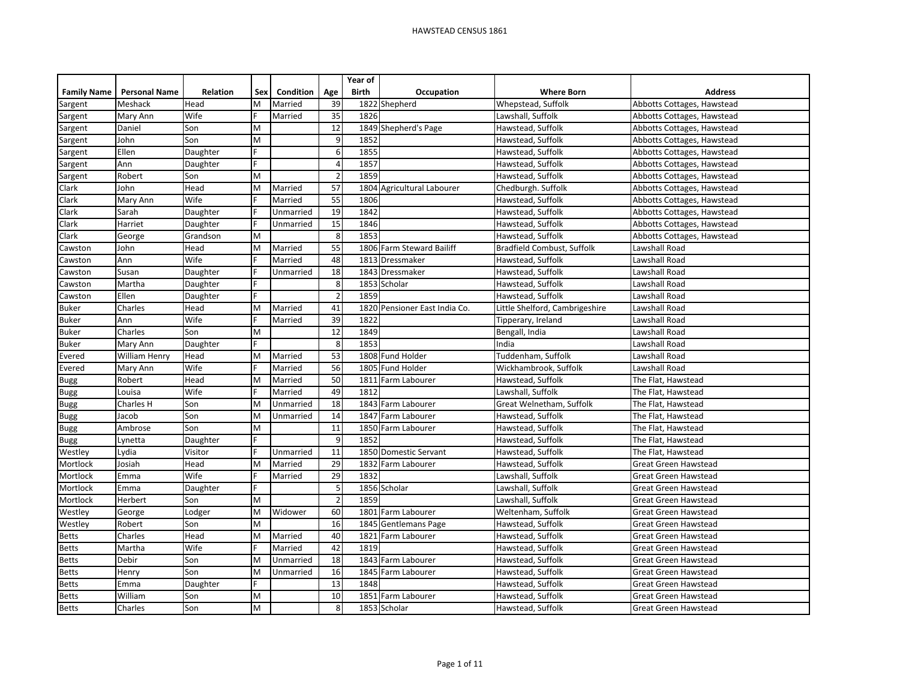# HAWSTEAD CENSUS 1861

| Family Name | Personal Name | Relation | Sex | Condition | Age | Year of Birth | Occupation | Where Born | Address |
|---|---|---|---|---|---|---|---|---|---|
| Sargent | Meshack | Head | M | Married | 39 | 1822 | Shepherd | Whepstead, Suffolk | Abbotts Cottages, Hawstead |
| Sargent | Mary Ann | Wife | F | Married | 35 | 1826 | | Lawshall, Suffolk | Abbotts Cottages, Hawstead |
| Sargent | Daniel | Son | M | | 12 | 1849 | Shepherd's Page | Hawstead, Suffolk | Abbotts Cottages, Hawstead |
| Sargent | John | Son | M | | 9 | 1852 | | Hawstead, Suffolk | Abbotts Cottages, Hawstead |
| Sargent | Ellen | Daughter | F | | 6 | 1855 | | Hawstead, Suffolk | Abbotts Cottages, Hawstead |
| Sargent | Ann | Daughter | F | | 4 | 1857 | | Hawstead, Suffolk | Abbotts Cottages, Hawstead |
| Sargent | Robert | Son | M | | 2 | 1859 | | Hawstead, Suffolk | Abbotts Cottages, Hawstead |
| Clark | John | Head | M | Married | 57 | 1804 | Agricultural Labourer | Chedburgh. Suffolk | Abbotts Cottages, Hawstead |
| Clark | Mary Ann | Wife | F | Married | 55 | 1806 | | Hawstead, Suffolk | Abbotts Cottages, Hawstead |
| Clark | Sarah | Daughter | F | Unmarried | 19 | 1842 | | Hawstead, Suffolk | Abbotts Cottages, Hawstead |
| Clark | Harriet | Daughter | F | Unmarried | 15 | 1846 | | Hawstead, Suffolk | Abbotts Cottages, Hawstead |
| Clark | George | Grandson | M | | 8 | 1853 | | Hawstead, Suffolk | Abbotts Cottages, Hawstead |
| Cawston | John | Head | M | Married | 55 | 1806 | Farm Steward Bailiff | Bradfield Combust, Suffolk | Lawshall Road |
| Cawston | Ann | Wife | F | Married | 48 | 1813 | Dressmaker | Hawstead, Suffolk | Lawshall Road |
| Cawston | Susan | Daughter | F | Unmarried | 18 | 1843 | Dressmaker | Hawstead, Suffolk | Lawshall Road |
| Cawston | Martha | Daughter | F | | 8 | 1853 | Scholar | Hawstead, Suffolk | Lawshall Road |
| Cawston | Ellen | Daughter | F | | 2 | 1859 | | Hawstead, Suffolk | Lawshall Road |
| Buker | Charles | Head | M | Married | 41 | 1820 | Pensioner East India Co. | Little Shelford, Cambrigeshire | Lawshall Road |
| Buker | Ann | Wife | F | Married | 39 | 1822 | | Tipperary, Ireland | Lawshall Road |
| Buker | Charles | Son | M | | 12 | 1849 | | Bengall, India | Lawshall Road |
| Buker | Mary Ann | Daughter | F | | 8 | 1853 | | India | Lawshall Road |
| Evered | William Henry | Head | M | Married | 53 | 1808 | Fund Holder | Tuddenham, Suffolk | Lawshall Road |
| Evered | Mary Ann | Wife | F | Married | 56 | 1805 | Fund Holder | Wickhambrook, Suffolk | Lawshall Road |
| Bugg | Robert | Head | M | Married | 50 | 1811 | Farm Labourer | Hawstead, Suffolk | The Flat, Hawstead |
| Bugg | Louisa | Wife | F | Married | 49 | 1812 | | Lawshall, Suffolk | The Flat, Hawstead |
| Bugg | Charles H | Son | M | Unmarried | 18 | 1843 | Farm Labourer | Great Welnetham, Suffolk | The Flat, Hawstead |
| Bugg | Jacob | Son | M | Unmarried | 14 | 1847 | Farm Labourer | Hawstead, Suffolk | The Flat, Hawstead |
| Bugg | Ambrose | Son | M | | 11 | 1850 | Farm Labourer | Hawstead, Suffolk | The Flat, Hawstead |
| Bugg | Lynetta | Daughter | F | | 9 | 1852 | | Hawstead, Suffolk | The Flat, Hawstead |
| Westley | Lydia | Visitor | F | Unmarried | 11 | 1850 | Domestic Servant | Hawstead, Suffolk | The Flat, Hawstead |
| Mortlock | Josiah | Head | M | Married | 29 | 1832 | Farm Labourer | Hawstead, Suffolk | Great Green Hawstead |
| Mortlock | Emma | Wife | F | Married | 29 | 1832 | | Lawshall, Suffolk | Great Green Hawstead |
| Mortlock | Emma | Daughter | F | | 5 | 1856 | Scholar | Lawshall, Suffolk | Great Green Hawstead |
| Mortlock | Herbert | Son | M | | 2 | 1859 | | Lawshall, Suffolk | Great Green Hawstead |
| Westley | George | Lodger | M | Widower | 60 | 1801 | Farm Labourer | Weltenham, Suffolk | Great Green Hawstead |
| Westley | Robert | Son | M | | 16 | 1845 | Gentlemans Page | Hawstead, Suffolk | Great Green Hawstead |
| Betts | Charles | Head | M | Married | 40 | 1821 | Farm Labourer | Hawstead, Suffolk | Great Green Hawstead |
| Betts | Martha | Wife | F | Married | 42 | 1819 | | Hawstead, Suffolk | Great Green Hawstead |
| Betts | Debir | Son | M | Unmarried | 18 | 1843 | Farm Labourer | Hawstead, Suffolk | Great Green Hawstead |
| Betts | Henry | Son | M | Unmarried | 16 | 1845 | Farm Labourer | Hawstead, Suffolk | Great Green Hawstead |
| Betts | Emma | Daughter | F | | 13 | 1848 | | Hawstead, Suffolk | Great Green Hawstead |
| Betts | William | Son | M | | 10 | 1851 | Farm Labourer | Hawstead, Suffolk | Great Green Hawstead |
| Betts | Charles | Son | M | | 8 | 1853 | Scholar | Hawstead, Suffolk | Great Green Hawstead |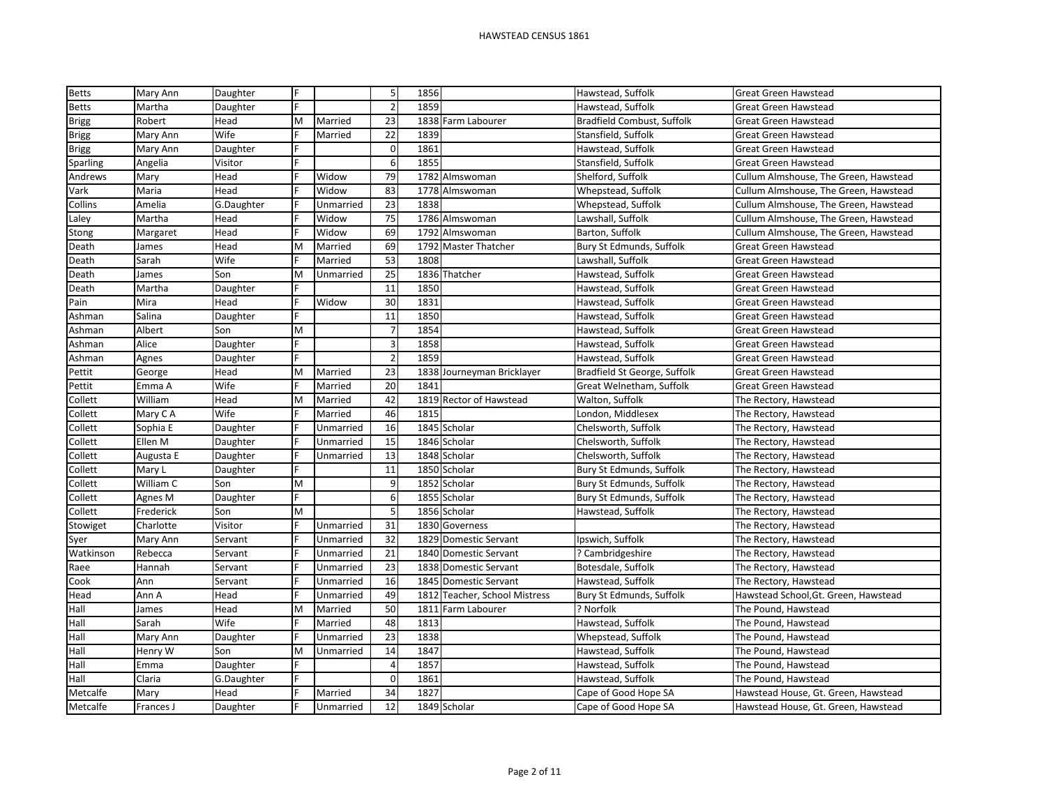# HAWSTEAD CENSUS 1861

| | | | | | | | | | |
|---|---|---|---|---|---|---|---|---|---|
| Betts | Mary Ann | Daughter | F | | 5 | 1856 | | Hawstead, Suffolk | Great Green Hawstead |
| Betts | Martha | Daughter | F | | 2 | 1859 | | Hawstead, Suffolk | Great Green Hawstead |
| Brigg | Robert | Head | M | Married | 23 | 1838 | Farm Labourer | Bradfield Combust, Suffolk | Great Green Hawstead |
| Brigg | Mary Ann | Wife | F | Married | 22 | 1839 | | Stansfield, Suffolk | Great Green Hawstead |
| Brigg | Mary Ann | Daughter | F | | 0 | 1861 | | Hawstead, Suffolk | Great Green Hawstead |
| Sparling | Angelia | Visitor | F | | 6 | 1855 | | Stansfield, Suffolk | Great Green Hawstead |
| Andrews | Mary | Head | F | Widow | 79 | 1782 | Almswoman | Shelford, Suffolk | Cullum Almshouse, The Green, Hawstead |
| Vark | Maria | Head | F | Widow | 83 | 1778 | Almswoman | Whepstead, Suffolk | Cullum Almshouse, The Green, Hawstead |
| Collins | Amelia | G.Daughter | F | Unmarried | 23 | 1838 | | Whepstead, Suffolk | Cullum Almshouse, The Green, Hawstead |
| Laley | Martha | Head | F | Widow | 75 | 1786 | Almswoman | Lawshall, Suffolk | Cullum Almshouse, The Green, Hawstead |
| Stong | Margaret | Head | F | Widow | 69 | 1792 | Almswoman | Barton, Suffolk | Cullum Almshouse, The Green, Hawstead |
| Death | James | Head | M | Married | 69 | 1792 | Master Thatcher | Bury St Edmunds, Suffolk | Great Green Hawstead |
| Death | Sarah | Wife | F | Married | 53 | 1808 | | Lawshall, Suffolk | Great Green Hawstead |
| Death | James | Son | M | Unmarried | 25 | 1836 | Thatcher | Hawstead, Suffolk | Great Green Hawstead |
| Death | Martha | Daughter | F | | 11 | 1850 | | Hawstead, Suffolk | Great Green Hawstead |
| Pain | Mira | Head | F | Widow | 30 | 1831 | | Hawstead, Suffolk | Great Green Hawstead |
| Ashman | Salina | Daughter | F | | 11 | 1850 | | Hawstead, Suffolk | Great Green Hawstead |
| Ashman | Albert | Son | M | | 7 | 1854 | | Hawstead, Suffolk | Great Green Hawstead |
| Ashman | Alice | Daughter | F | | 3 | 1858 | | Hawstead, Suffolk | Great Green Hawstead |
| Ashman | Agnes | Daughter | F | | 2 | 1859 | | Hawstead, Suffolk | Great Green Hawstead |
| Pettit | George | Head | M | Married | 23 | 1838 | Journeyman Bricklayer | Bradfield St George, Suffolk | Great Green Hawstead |
| Pettit | Emma A | Wife | F | Married | 20 | 1841 | | Great Welnetham, Suffolk | Great Green Hawstead |
| Collett | William | Head | M | Married | 42 | 1819 | Rector of Hawstead | Walton, Suffolk | The Rectory, Hawstead |
| Collett | Mary C A | Wife | F | Married | 46 | 1815 | | London, Middlesex | The Rectory, Hawstead |
| Collett | Sophia E | Daughter | F | Unmarried | 16 | 1845 | Scholar | Chelsworth, Suffolk | The Rectory, Hawstead |
| Collett | Ellen M | Daughter | F | Unmarried | 15 | 1846 | Scholar | Chelsworth, Suffolk | The Rectory, Hawstead |
| Collett | Augusta E | Daughter | F | Unmarried | 13 | 1848 | Scholar | Chelsworth, Suffolk | The Rectory, Hawstead |
| Collett | Mary L | Daughter | F | | 11 | 1850 | Scholar | Bury St Edmunds, Suffolk | The Rectory, Hawstead |
| Collett | William C | Son | M | | 9 | 1852 | Scholar | Bury St Edmunds, Suffolk | The Rectory, Hawstead |
| Collett | Agnes M | Daughter | F | | 6 | 1855 | Scholar | Bury St Edmunds, Suffolk | The Rectory, Hawstead |
| Collett | Frederick | Son | M | | 5 | 1856 | Scholar | Hawstead, Suffolk | The Rectory, Hawstead |
| Stowiget | Charlotte | Visitor | F | Unmarried | 31 | 1830 | Governess | | The Rectory, Hawstead |
| Syer | Mary Ann | Servant | F | Unmarried | 32 | 1829 | Domestic Servant | Ipswich, Suffolk | The Rectory, Hawstead |
| Watkinson | Rebecca | Servant | F | Unmarried | 21 | 1840 | Domestic Servant | ? Cambridgeshire | The Rectory, Hawstead |
| Raee | Hannah | Servant | F | Unmarried | 23 | 1838 | Domestic Servant | Botesdale, Suffolk | The Rectory, Hawstead |
| Cook | Ann | Servant | F | Unmarried | 16 | 1845 | Domestic Servant | Hawstead, Suffolk | The Rectory, Hawstead |
| Head | Ann A | Head | F | Unmarried | 49 | 1812 | Teacher, School Mistress | Bury St Edmunds, Suffolk | Hawstead School,Gt. Green, Hawstead |
| Hall | James | Head | M | Married | 50 | 1811 | Farm Labourer | ? Norfolk | The Pound, Hawstead |
| Hall | Sarah | Wife | F | Married | 48 | 1813 | | Hawstead, Suffolk | The Pound, Hawstead |
| Hall | Mary Ann | Daughter | F | Unmarried | 23 | 1838 | | Whepstead, Suffolk | The Pound, Hawstead |
| Hall | Henry W | Son | M | Unmarried | 14 | 1847 | | Hawstead, Suffolk | The Pound, Hawstead |
| Hall | Emma | Daughter | F | | 4 | 1857 | | Hawstead, Suffolk | The Pound, Hawstead |
| Hall | Claria | G.Daughter | F | | 0 | 1861 | | Hawstead, Suffolk | The Pound, Hawstead |
| Metcalfe | Mary | Head | F | Married | 34 | 1827 | | Cape of Good Hope SA | Hawstead House, Gt. Green, Hawstead |
| Metcalfe | Frances J | Daughter | F | Unmarried | 12 | 1849 | Scholar | Cape of Good Hope SA | Hawstead House, Gt. Green, Hawstead |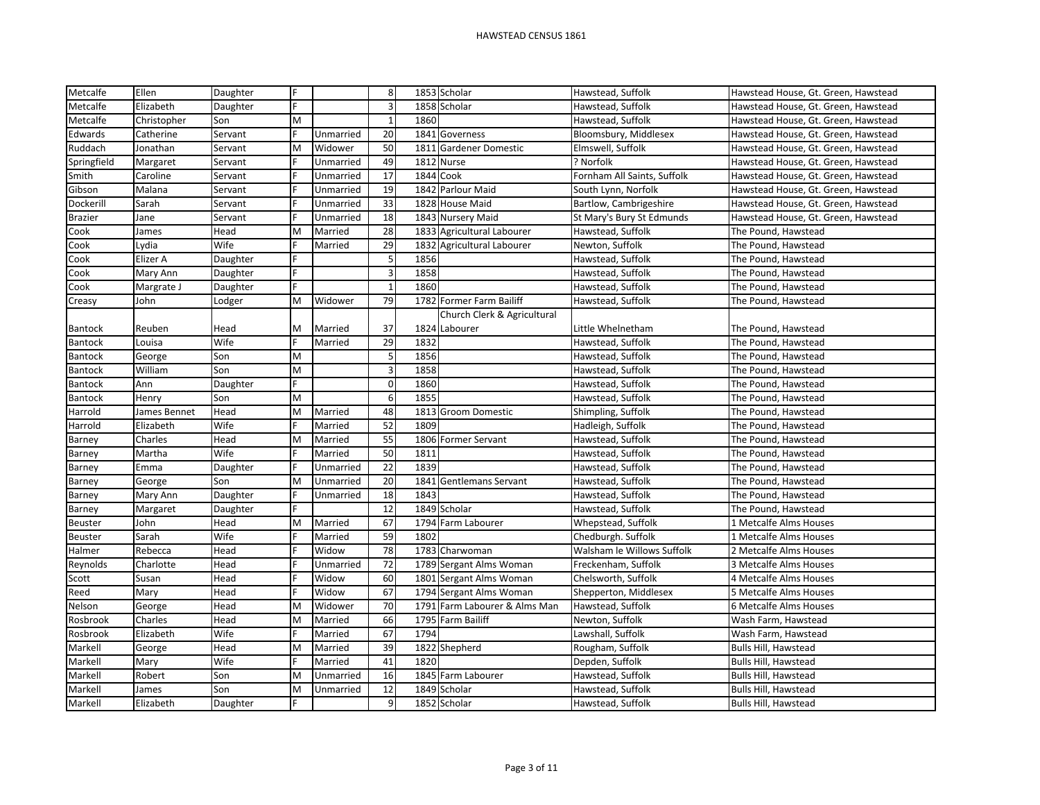# HAWSTEAD CENSUS 1861

| | | | | | | | | | |
|---|---|---|---|---|---|---|---|---|---|
| Metcalfe | Ellen | Daughter | F | | 8 | 1853 | Scholar | Hawstead, Suffolk | Hawstead House, Gt. Green, Hawstead |
| Metcalfe | Elizabeth | Daughter | F | | 3 | 1858 | Scholar | Hawstead, Suffolk | Hawstead House, Gt. Green, Hawstead |
| Metcalfe | Christopher | Son | M | | 1 | 1860 | | Hawstead, Suffolk | Hawstead House, Gt. Green, Hawstead |
| Edwards | Catherine | Servant | F | Unmarried | 20 | 1841 | Governess | Bloomsbury, Middlesex | Hawstead House, Gt. Green, Hawstead |
| Ruddach | Jonathan | Servant | M | Widower | 50 | 1811 | Gardener Domestic | Elmswell, Suffolk | Hawstead House, Gt. Green, Hawstead |
| Springfield | Margaret | Servant | F | Unmarried | 49 | 1812 | Nurse | ? Norfolk | Hawstead House, Gt. Green, Hawstead |
| Smith | Caroline | Servant | F | Unmarried | 17 | 1844 | Cook | Fornham All Saints, Suffolk | Hawstead House, Gt. Green, Hawstead |
| Gibson | Malana | Servant | F | Unmarried | 19 | 1842 | Parlour Maid | South Lynn, Norfolk | Hawstead House, Gt. Green, Hawstead |
| Dockerill | Sarah | Servant | F | Unmarried | 33 | 1828 | House Maid | Bartlow, Cambrigeshire | Hawstead House, Gt. Green, Hawstead |
| Brazier | Jane | Servant | F | Unmarried | 18 | 1843 | Nursery Maid | St Mary's Bury St Edmunds | Hawstead House, Gt. Green, Hawstead |
| Cook | James | Head | M | Married | 28 | 1833 | Agricultural Labourer | Hawstead, Suffolk | The Pound, Hawstead |
| Cook | Lydia | Wife | F | Married | 29 | 1832 | Agricultural Labourer | Newton, Suffolk | The Pound, Hawstead |
| Cook | Elizer A | Daughter | F | | 5 | 1856 | | Hawstead, Suffolk | The Pound, Hawstead |
| Cook | Mary Ann | Daughter | F | | 3 | 1858 | | Hawstead, Suffolk | The Pound, Hawstead |
| Cook | Margrate J | Daughter | F | | 1 | 1860 | | Hawstead, Suffolk | The Pound, Hawstead |
| Creasy | John | Lodger | M | Widower | 79 | 1782 | Former Farm Bailiff | Hawstead, Suffolk | The Pound, Hawstead |
| Bantock | Reuben | Head | M | Married | 37 | 1824 | Church Clerk & Agricultural Labourer | Little Whelnetham | The Pound, Hawstead |
| Bantock | Louisa | Wife | F | Married | 29 | 1832 | | Hawstead, Suffolk | The Pound, Hawstead |
| Bantock | George | Son | M | | 5 | 1856 | | Hawstead, Suffolk | The Pound, Hawstead |
| Bantock | William | Son | M | | 3 | 1858 | | Hawstead, Suffolk | The Pound, Hawstead |
| Bantock | Ann | Daughter | F | | 0 | 1860 | | Hawstead, Suffolk | The Pound, Hawstead |
| Bantock | Henry | Son | M | | 6 | 1855 | | Hawstead, Suffolk | The Pound, Hawstead |
| Harrold | James Bennet | Head | M | Married | 48 | 1813 | Groom Domestic | Shimpling, Suffolk | The Pound, Hawstead |
| Harrold | Elizabeth | Wife | F | Married | 52 | 1809 | | Hadleigh, Suffolk | The Pound, Hawstead |
| Barney | Charles | Head | M | Married | 55 | 1806 | Former Servant | Hawstead, Suffolk | The Pound, Hawstead |
| Barney | Martha | Wife | F | Married | 50 | 1811 | | Hawstead, Suffolk | The Pound, Hawstead |
| Barney | Emma | Daughter | F | Unmarried | 22 | 1839 | | Hawstead, Suffolk | The Pound, Hawstead |
| Barney | George | Son | M | Unmarried | 20 | 1841 | Gentlemans Servant | Hawstead, Suffolk | The Pound, Hawstead |
| Barney | Mary Ann | Daughter | F | Unmarried | 18 | 1843 | | Hawstead, Suffolk | The Pound, Hawstead |
| Barney | Margaret | Daughter | F | | 12 | 1849 | Scholar | Hawstead, Suffolk | The Pound, Hawstead |
| Beuster | John | Head | M | Married | 67 | 1794 | Farm Labourer | Whepstead, Suffolk | 1 Metcalfe Alms Houses |
| Beuster | Sarah | Wife | F | Married | 59 | 1802 | | Chedburgh. Suffolk | 1 Metcalfe Alms Houses |
| Halmer | Rebecca | Head | F | Widow | 78 | 1783 | Charwoman | Walsham le Willows Suffolk | 2 Metcalfe Alms Houses |
| Reynolds | Charlotte | Head | F | Unmarried | 72 | 1789 | Sergant Alms Woman | Freckenham, Suffolk | 3 Metcalfe Alms Houses |
| Scott | Susan | Head | F | Widow | 60 | 1801 | Sergant Alms Woman | Chelsworth, Suffolk | 4 Metcalfe Alms Houses |
| Reed | Mary | Head | F | Widow | 67 | 1794 | Sergant Alms Woman | Shepperton, Middlesex | 5 Metcalfe Alms Houses |
| Nelson | George | Head | M | Widower | 70 | 1791 | Farm Labourer & Alms Man | Hawstead, Suffolk | 6 Metcalfe Alms Houses |
| Rosbrook | Charles | Head | M | Married | 66 | 1795 | Farm Bailiff | Newton, Suffolk | Wash Farm, Hawstead |
| Rosbrook | Elizabeth | Wife | F | Married | 67 | 1794 | | Lawshall, Suffolk | Wash Farm, Hawstead |
| Markell | George | Head | M | Married | 39 | 1822 | Shepherd | Rougham, Suffolk | Bulls Hill, Hawstead |
| Markell | Mary | Wife | F | Married | 41 | 1820 | | Depden, Suffolk | Bulls Hill, Hawstead |
| Markell | Robert | Son | M | Unmarried | 16 | 1845 | Farm Labourer | Hawstead, Suffolk | Bulls Hill, Hawstead |
| Markell | James | Son | M | Unmarried | 12 | 1849 | Scholar | Hawstead, Suffolk | Bulls Hill, Hawstead |
| Markell | Elizabeth | Daughter | F | | 9 | 1852 | Scholar | Hawstead, Suffolk | Bulls Hill, Hawstead |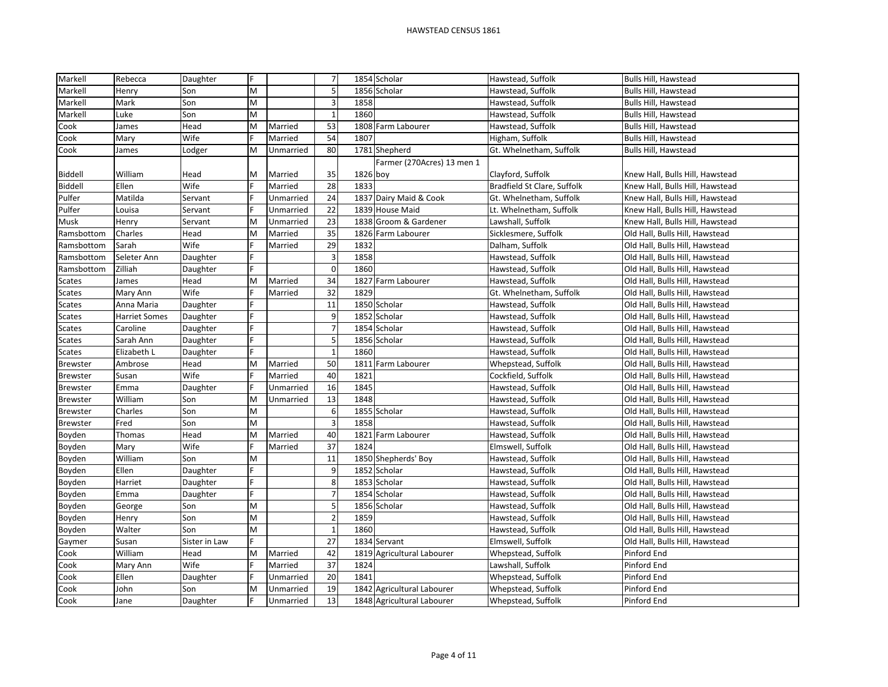# HAWSTEAD CENSUS 1861

| | | | | | | | | | |
|---|---|---|---|---|---|---|---|---|---|
| Markell | Rebecca | Daughter | F | | 7 | 1854 | Scholar | Hawstead, Suffolk | Bulls Hill, Hawstead |
| Markell | Henry | Son | M | | 5 | 1856 | Scholar | Hawstead, Suffolk | Bulls Hill, Hawstead |
| Markell | Mark | Son | M | | 3 | 1858 | | Hawstead, Suffolk | Bulls Hill, Hawstead |
| Markell | Luke | Son | M | | 1 | 1860 | | Hawstead, Suffolk | Bulls Hill, Hawstead |
| Cook | James | Head | M | Married | 53 | 1808 | Farm Labourer | Hawstead, Suffolk | Bulls Hill, Hawstead |
| Cook | Mary | Wife | F | Married | 54 | 1807 | | Higham, Suffolk | Bulls Hill, Hawstead |
| Cook | James | Lodger | M | Unmarried | 80 | 1781 | Shepherd | Gt. Whelnetham, Suffolk | Bulls Hill, Hawstead |
| Biddell | William | Head | M | Married | 35 | 1826 | Farmer (270Acres) 13 men 1 boy | Clayford, Suffolk | Knew Hall, Bulls Hill, Hawstead |
| Biddell | Ellen | Wife | F | Married | 28 | 1833 | | Bradfield St Clare, Suffolk | Knew Hall, Bulls Hill, Hawstead |
| Pulfer | Matilda | Servant | F | Unmarried | 24 | 1837 | Dairy Maid & Cook | Gt. Whelnetham, Suffolk | Knew Hall, Bulls Hill, Hawstead |
| Pulfer | Louisa | Servant | F | Unmarried | 22 | 1839 | House Maid | Lt. Whelnetham, Suffolk | Knew Hall, Bulls Hill, Hawstead |
| Musk | Henry | Servant | M | Unmarried | 23 | 1838 | Groom & Gardener | Lawshall, Suffolk | Knew Hall, Bulls Hill, Hawstead |
| Ramsbottom | Charles | Head | M | Married | 35 | 1826 | Farm Labourer | Sicklesmere, Suffolk | Old Hall, Bulls Hill, Hawstead |
| Ramsbottom | Sarah | Wife | F | Married | 29 | 1832 | | Dalham, Suffolk | Old Hall, Bulls Hill, Hawstead |
| Ramsbottom | Seleter Ann | Daughter | F | | 3 | 1858 | | Hawstead, Suffolk | Old Hall, Bulls Hill, Hawstead |
| Ramsbottom | Zilliah | Daughter | F | | 0 | 1860 | | Hawstead, Suffolk | Old Hall, Bulls Hill, Hawstead |
| Scates | James | Head | M | Married | 34 | 1827 | Farm Labourer | Hawstead, Suffolk | Old Hall, Bulls Hill, Hawstead |
| Scates | Mary Ann | Wife | F | Married | 32 | 1829 | | Gt. Whelnetham, Suffolk | Old Hall, Bulls Hill, Hawstead |
| Scates | Anna Maria | Daughter | F | | 11 | 1850 | Scholar | Hawstead, Suffolk | Old Hall, Bulls Hill, Hawstead |
| Scates | Harriet Somes | Daughter | F | | 9 | 1852 | Scholar | Hawstead, Suffolk | Old Hall, Bulls Hill, Hawstead |
| Scates | Caroline | Daughter | F | | 7 | 1854 | Scholar | Hawstead, Suffolk | Old Hall, Bulls Hill, Hawstead |
| Scates | Sarah Ann | Daughter | F | | 5 | 1856 | Scholar | Hawstead, Suffolk | Old Hall, Bulls Hill, Hawstead |
| Scates | Elizabeth L | Daughter | F | | 1 | 1860 | | Hawstead, Suffolk | Old Hall, Bulls Hill, Hawstead |
| Brewster | Ambrose | Head | M | Married | 50 | 1811 | Farm Labourer | Whepstead, Suffolk | Old Hall, Bulls Hill, Hawstead |
| Brewster | Susan | Wife | F | Married | 40 | 1821 | | Cockfield, Suffolk | Old Hall, Bulls Hill, Hawstead |
| Brewster | Emma | Daughter | F | Unmarried | 16 | 1845 | | Hawstead, Suffolk | Old Hall, Bulls Hill, Hawstead |
| Brewster | William | Son | M | Unmarried | 13 | 1848 | | Hawstead, Suffolk | Old Hall, Bulls Hill, Hawstead |
| Brewster | Charles | Son | M | | 6 | 1855 | Scholar | Hawstead, Suffolk | Old Hall, Bulls Hill, Hawstead |
| Brewster | Fred | Son | M | | 3 | 1858 | | Hawstead, Suffolk | Old Hall, Bulls Hill, Hawstead |
| Boyden | Thomas | Head | M | Married | 40 | 1821 | Farm Labourer | Hawstead, Suffolk | Old Hall, Bulls Hill, Hawstead |
| Boyden | Mary | Wife | F | Married | 37 | 1824 | | Elmswell, Suffolk | Old Hall, Bulls Hill, Hawstead |
| Boyden | William | Son | M | | 11 | 1850 | Shepherds' Boy | Hawstead, Suffolk | Old Hall, Bulls Hill, Hawstead |
| Boyden | Ellen | Daughter | F | | 9 | 1852 | Scholar | Hawstead, Suffolk | Old Hall, Bulls Hill, Hawstead |
| Boyden | Harriet | Daughter | F | | 8 | 1853 | Scholar | Hawstead, Suffolk | Old Hall, Bulls Hill, Hawstead |
| Boyden | Emma | Daughter | F | | 7 | 1854 | Scholar | Hawstead, Suffolk | Old Hall, Bulls Hill, Hawstead |
| Boyden | George | Son | M | | 5 | 1856 | Scholar | Hawstead, Suffolk | Old Hall, Bulls Hill, Hawstead |
| Boyden | Henry | Son | M | | 2 | 1859 | | Hawstead, Suffolk | Old Hall, Bulls Hill, Hawstead |
| Boyden | Walter | Son | M | | 1 | 1860 | | Hawstead, Suffolk | Old Hall, Bulls Hill, Hawstead |
| Gaymer | Susan | Sister in Law | F | | 27 | 1834 | Servant | Elmswell, Suffolk | Old Hall, Bulls Hill, Hawstead |
| Cook | William | Head | M | Married | 42 | 1819 | Agricultural Labourer | Whepstead, Suffolk | Pinford End |
| Cook | Mary Ann | Wife | F | Married | 37 | 1824 | | Lawshall, Suffolk | Pinford End |
| Cook | Ellen | Daughter | F | Unmarried | 20 | 1841 | | Whepstead, Suffolk | Pinford End |
| Cook | John | Son | M | Unmarried | 19 | 1842 | Agricultural Labourer | Whepstead, Suffolk | Pinford End |
| Cook | Jane | Daughter | F | Unmarried | 13 | 1848 | Agricultural Labourer | Whepstead, Suffolk | Pinford End |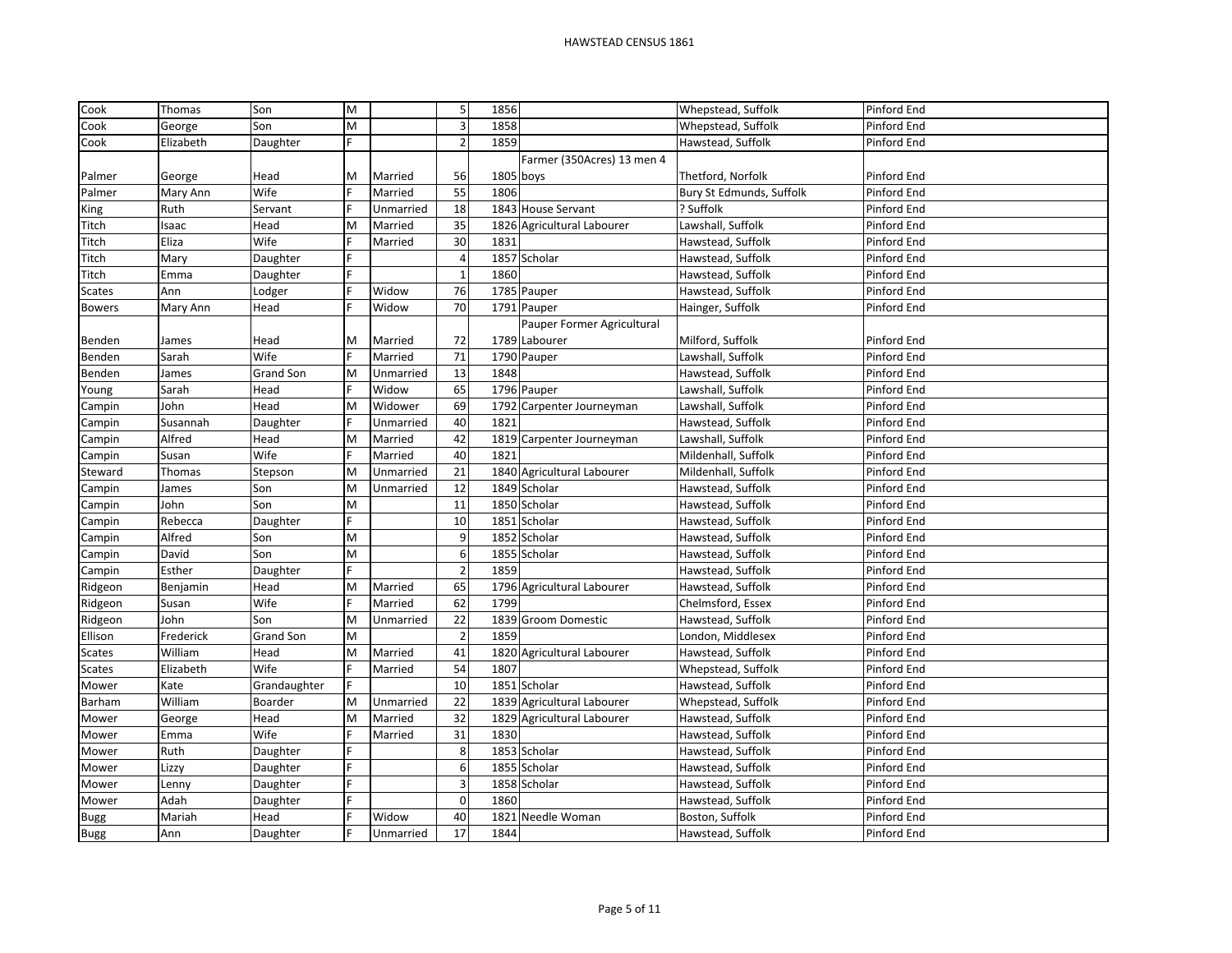# HAWSTEAD CENSUS 1861

| | | | | | | | | | |
|---|---|---|---|---|---|---|---|---|---|
| Cook | Thomas | Son | M | | 5 | 1856 | | Whepstead, Suffolk | Pinford End |
| Cook | George | Son | M | | 3 | 1858 | | Whepstead, Suffolk | Pinford End |
| Cook | Elizabeth | Daughter | F | | 2 | 1859 | | Hawstead, Suffolk | Pinford End |
| Palmer | George | Head | M | Married | 56 | 1805 | Farmer (350Acres) 13 men 4 boys | Thetford, Norfolk | Pinford End |
| Palmer | Mary Ann | Wife | F | Married | 55 | 1806 | | Bury St Edmunds, Suffolk | Pinford End |
| King | Ruth | Servant | F | Unmarried | 18 | 1843 | House Servant | ? Suffolk | Pinford End |
| Titch | Isaac | Head | M | Married | 35 | 1826 | Agricultural Labourer | Lawshall, Suffolk | Pinford End |
| Titch | Eliza | Wife | F | Married | 30 | 1831 | | Hawstead, Suffolk | Pinford End |
| Titch | Mary | Daughter | F | | 4 | 1857 | Scholar | Hawstead, Suffolk | Pinford End |
| Titch | Emma | Daughter | F | | 1 | 1860 | | Hawstead, Suffolk | Pinford End |
| Scates | Ann | Lodger | F | Widow | 76 | 1785 | Pauper | Hawstead, Suffolk | Pinford End |
| Bowers | Mary Ann | Head | F | Widow | 70 | 1791 | Pauper | Hainger, Suffolk | Pinford End |
| Benden | James | Head | M | Married | 72 | 1789 | Pauper Former Agricultural Labourer | Milford, Suffolk | Pinford End |
| Benden | Sarah | Wife | F | Married | 71 | 1790 | Pauper | Lawshall, Suffolk | Pinford End |
| Benden | James | Grand Son | M | Unmarried | 13 | 1848 | | Hawstead, Suffolk | Pinford End |
| Young | Sarah | Head | F | Widow | 65 | 1796 | Pauper | Lawshall, Suffolk | Pinford End |
| Campin | John | Head | M | Widower | 69 | 1792 | Carpenter Journeyman | Lawshall, Suffolk | Pinford End |
| Campin | Susannah | Daughter | F | Unmarried | 40 | 1821 | | Hawstead, Suffolk | Pinford End |
| Campin | Alfred | Head | M | Married | 42 | 1819 | Carpenter Journeyman | Lawshall, Suffolk | Pinford End |
| Campin | Susan | Wife | F | Married | 40 | 1821 | | Mildenhall, Suffolk | Pinford End |
| Steward | Thomas | Stepson | M | Unmarried | 21 | 1840 | Agricultural Labourer | Mildenhall, Suffolk | Pinford End |
| Campin | James | Son | M | Unmarried | 12 | 1849 | Scholar | Hawstead, Suffolk | Pinford End |
| Campin | John | Son | M | | 11 | 1850 | Scholar | Hawstead, Suffolk | Pinford End |
| Campin | Rebecca | Daughter | F | | 10 | 1851 | Scholar | Hawstead, Suffolk | Pinford End |
| Campin | Alfred | Son | M | | 9 | 1852 | Scholar | Hawstead, Suffolk | Pinford End |
| Campin | David | Son | M | | 6 | 1855 | Scholar | Hawstead, Suffolk | Pinford End |
| Campin | Esther | Daughter | F | | 2 | 1859 | | Hawstead, Suffolk | Pinford End |
| Ridgeon | Benjamin | Head | M | Married | 65 | 1796 | Agricultural Labourer | Hawstead, Suffolk | Pinford End |
| Ridgeon | Susan | Wife | F | Married | 62 | 1799 | | Chelmsford, Essex | Pinford End |
| Ridgeon | John | Son | M | Unmarried | 22 | 1839 | Groom Domestic | Hawstead, Suffolk | Pinford End |
| Ellison | Frederick | Grand Son | M | | 2 | 1859 | | London, Middlesex | Pinford End |
| Scates | William | Head | M | Married | 41 | 1820 | Agricultural Labourer | Hawstead, Suffolk | Pinford End |
| Scates | Elizabeth | Wife | F | Married | 54 | 1807 | | Whepstead, Suffolk | Pinford End |
| Mower | Kate | Grandaughter | F | | 10 | 1851 | Scholar | Hawstead, Suffolk | Pinford End |
| Barham | William | Boarder | M | Unmarried | 22 | 1839 | Agricultural Labourer | Whepstead, Suffolk | Pinford End |
| Mower | George | Head | M | Married | 32 | 1829 | Agricultural Labourer | Hawstead, Suffolk | Pinford End |
| Mower | Emma | Wife | F | Married | 31 | 1830 | | Hawstead, Suffolk | Pinford End |
| Mower | Ruth | Daughter | F | | 8 | 1853 | Scholar | Hawstead, Suffolk | Pinford End |
| Mower | Lizzy | Daughter | F | | 6 | 1855 | Scholar | Hawstead, Suffolk | Pinford End |
| Mower | Lenny | Daughter | F | | 3 | 1858 | Scholar | Hawstead, Suffolk | Pinford End |
| Mower | Adah | Daughter | F | | 0 | 1860 | | Hawstead, Suffolk | Pinford End |
| Bugg | Mariah | Head | F | Widow | 40 | 1821 | Needle Woman | Boston, Suffolk | Pinford End |
| Bugg | Ann | Daughter | F | Unmarried | 17 | 1844 | | Hawstead, Suffolk | Pinford End |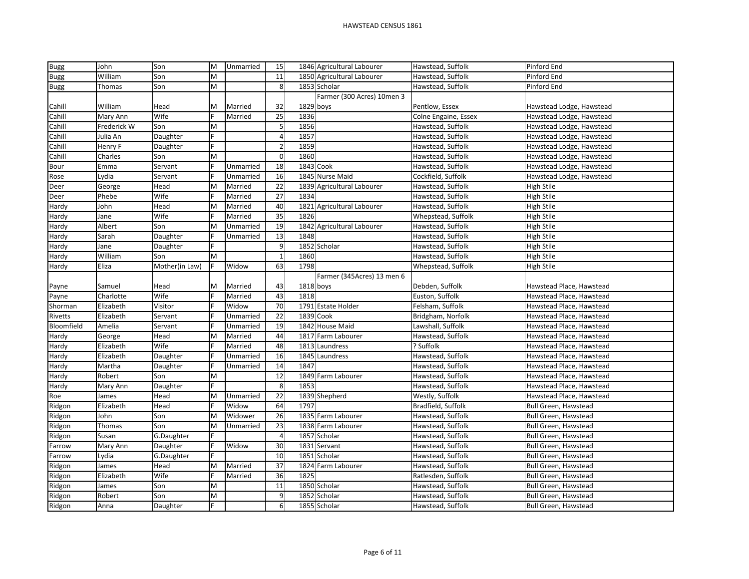# HAWSTEAD CENSUS 1861

| | | | | | | | | | |
|---|---|---|---|---|---|---|---|---|---|
| Bugg | John | Son | M | Unmarried | 15 | 1846 | Agricultural Labourer | Hawstead, Suffolk | Pinford End |
| Bugg | William | Son | M | | 11 | 1850 | Agricultural Labourer | Hawstead, Suffolk | Pinford End |
| Bugg | Thomas | Son | M | | 8 | 1853 | Scholar | Hawstead, Suffolk | Pinford End |
| Cahill | William | Head | M | Married | 32 | 1829 | Farmer (300 Acres) 10men 3 boys | Pentlow, Essex | Hawstead Lodge, Hawstead |
| Cahill | Mary Ann | Wife | F | Married | 25 | 1836 | | Colne Engaine, Essex | Hawstead Lodge, Hawstead |
| Cahill | Frederick W | Son | M | | 5 | 1856 | | Hawstead, Suffolk | Hawstead Lodge, Hawstead |
| Cahill | Julia An | Daughter | F | | 4 | 1857 | | Hawstead, Suffolk | Hawstead Lodge, Hawstead |
| Cahill | Henry F | Daughter | F | | 2 | 1859 | | Hawstead, Suffolk | Hawstead Lodge, Hawstead |
| Cahill | Charles | Son | M | | 0 | 1860 | | Hawstead, Suffolk | Hawstead Lodge, Hawstead |
| Bour | Emma | Servant | F | Unmarried | 18 | 1843 | Cook | Hawstead, Suffolk | Hawstead Lodge, Hawstead |
| Rose | Lydia | Servant | F | Unmarried | 16 | 1845 | Nurse Maid | Cockfield, Suffolk | Hawstead Lodge, Hawstead |
| Deer | George | Head | M | Married | 22 | 1839 | Agricultural Labourer | Hawstead, Suffolk | High Stile |
| Deer | Phebe | Wife | F | Married | 27 | 1834 | | Hawstead, Suffolk | High Stile |
| Hardy | John | Head | M | Married | 40 | 1821 | Agricultural Labourer | Hawstead, Suffolk | High Stile |
| Hardy | Jane | Wife | F | Married | 35 | 1826 | | Whepstead, Suffolk | High Stile |
| Hardy | Albert | Son | M | Unmarried | 19 | 1842 | Agricultural Labourer | Hawstead, Suffolk | High Stile |
| Hardy | Sarah | Daughter | F | Unmarried | 13 | 1848 | | Hawstead, Suffolk | High Stile |
| Hardy | Jane | Daughter | F | | 9 | 1852 | Scholar | Hawstead, Suffolk | High Stile |
| Hardy | William | Son | M | | 1 | 1860 | | Hawstead, Suffolk | High Stile |
| Hardy | Eliza | Mother(in Law) | F | Widow | 63 | 1798 | | Whepstead, Suffolk | High Stile |
| Payne | Samuel | Head | M | Married | 43 | 1818 | Farmer (345Acres) 13 men 6 boys | Debden, Suffolk | Hawstead Place, Hawstead |
| Payne | Charlotte | Wife | F | Married | 43 | 1818 | | Euston, Suffolk | Hawstead Place, Hawstead |
| Shorman | Elizabeth | Visitor | F | Widow | 70 | 1791 | Estate Holder | Felsham, Suffolk | Hawstead Place, Hawstead |
| Rivetts | Elizabeth | Servant | F | Unmarried | 22 | 1839 | Cook | Bridgham, Norfolk | Hawstead Place, Hawstead |
| Bloomfield | Amelia | Servant | F | Unmarried | 19 | 1842 | House Maid | Lawshall, Suffolk | Hawstead Place, Hawstead |
| Hardy | George | Head | M | Married | 44 | 1817 | Farm Labourer | Hawstead, Suffolk | Hawstead Place, Hawstead |
| Hardy | Elizabeth | Wife | F | Married | 48 | 1813 | Laundress | ? Suffolk | Hawstead Place, Hawstead |
| Hardy | Elizabeth | Daughter | F | Unmarried | 16 | 1845 | Laundress | Hawstead, Suffolk | Hawstead Place, Hawstead |
| Hardy | Martha | Daughter | F | Unmarried | 14 | 1847 | | Hawstead, Suffolk | Hawstead Place, Hawstead |
| Hardy | Robert | Son | M | | 12 | 1849 | Farm Labourer | Hawstead, Suffolk | Hawstead Place, Hawstead |
| Hardy | Mary Ann | Daughter | F | | 8 | 1853 | | Hawstead, Suffolk | Hawstead Place, Hawstead |
| Roe | James | Head | M | Unmarried | 22 | 1839 | Shepherd | Westly, Suffolk | Hawstead Place, Hawstead |
| Ridgon | Elizabeth | Head | F | Widow | 64 | 1797 | | Bradfield, Suffolk | Bull Green, Hawstead |
| Ridgon | John | Son | M | Widower | 26 | 1835 | Farm Labourer | Hawstead, Suffolk | Bull Green, Hawstead |
| Ridgon | Thomas | Son | M | Unmarried | 23 | 1838 | Farm Labourer | Hawstead, Suffolk | Bull Green, Hawstead |
| Ridgon | Susan | G.Daughter | F | | 4 | 1857 | Scholar | Hawstead, Suffolk | Bull Green, Hawstead |
| Farrow | Mary Ann | Daughter | F | Widow | 30 | 1831 | Servant | Hawstead, Suffolk | Bull Green, Hawstead |
| Farrow | Lydia | G.Daughter | F | | 10 | 1851 | Scholar | Hawstead, Suffolk | Bull Green, Hawstead |
| Ridgon | James | Head | M | Married | 37 | 1824 | Farm Labourer | Hawstead, Suffolk | Bull Green, Hawstead |
| Ridgon | Elizabeth | Wife | F | Married | 36 | 1825 | | Ratlesden, Suffolk | Bull Green, Hawstead |
| Ridgon | James | Son | M | | 11 | 1850 | Scholar | Hawstead, Suffolk | Bull Green, Hawstead |
| Ridgon | Robert | Son | M | | 9 | 1852 | Scholar | Hawstead, Suffolk | Bull Green, Hawstead |
| Ridgon | Anna | Daughter | F | | 6 | 1855 | Scholar | Hawstead, Suffolk | Bull Green, Hawstead |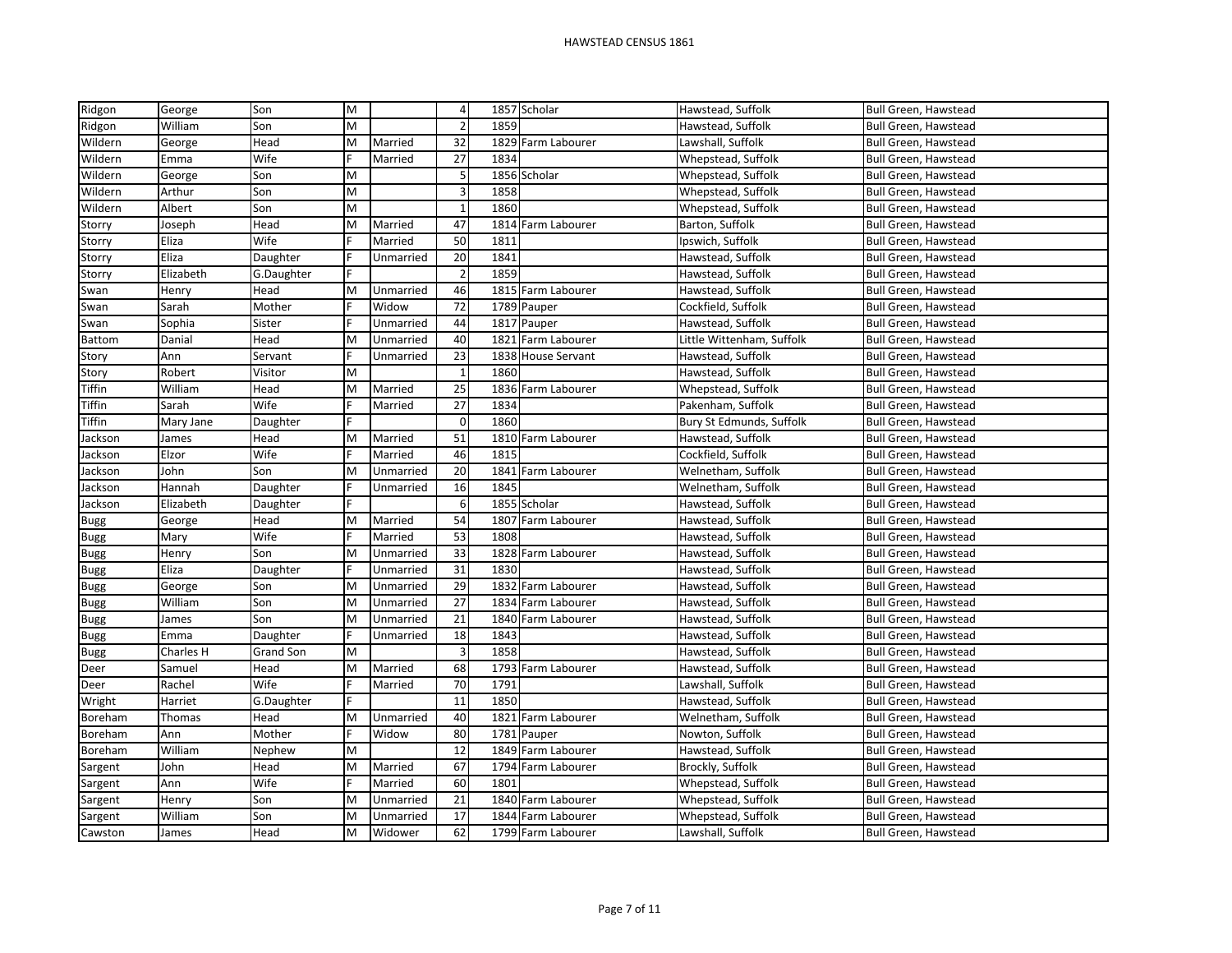| Ridgon | George | Son | M | | 4 | 1857 | Scholar | Hawstead, Suffolk | Bull Green, Hawstead |
|---|---|---|---|---|---|---|---|---|---|
| Ridgon | William | Son | M | | 2 | 1859 | | Hawstead, Suffolk | Bull Green, Hawstead |
| Wildern | George | Head | M | Married | 32 | 1829 | Farm Labourer | Lawshall, Suffolk | Bull Green, Hawstead |
| Wildern | Emma | Wife | F | Married | 27 | 1834 | | Whepstead, Suffolk | Bull Green, Hawstead |
| Wildern | George | Son | M | | 5 | 1856 | Scholar | Whepstead, Suffolk | Bull Green, Hawstead |
| Wildern | Arthur | Son | M | | 3 | 1858 | | Whepstead, Suffolk | Bull Green, Hawstead |
| Wildern | Albert | Son | M | | 1 | 1860 | | Whepstead, Suffolk | Bull Green, Hawstead |
| Storry | Joseph | Head | M | Married | 47 | 1814 | Farm Labourer | Barton, Suffolk | Bull Green, Hawstead |
| Storry | Eliza | Wife | F | Married | 50 | 1811 | | Ipswich, Suffolk | Bull Green, Hawstead |
| Storry | Eliza | Daughter | F | Unmarried | 20 | 1841 | | Hawstead, Suffolk | Bull Green, Hawstead |
| Storry | Elizabeth | G.Daughter | F | | 2 | 1859 | | Hawstead, Suffolk | Bull Green, Hawstead |
| Swan | Henry | Head | M | Unmarried | 46 | 1815 | Farm Labourer | Hawstead, Suffolk | Bull Green, Hawstead |
| Swan | Sarah | Mother | F | Widow | 72 | 1789 | Pauper | Cockfield, Suffolk | Bull Green, Hawstead |
| Swan | Sophia | Sister | F | Unmarried | 44 | 1817 | Pauper | Hawstead, Suffolk | Bull Green, Hawstead |
| Battom | Danial | Head | M | Unmarried | 40 | 1821 | Farm Labourer | Little Wittenham, Suffolk | Bull Green, Hawstead |
| Story | Ann | Servant | F | Unmarried | 23 | 1838 | House Servant | Hawstead, Suffolk | Bull Green, Hawstead |
| Story | Robert | Visitor | M | | 1 | 1860 | | Hawstead, Suffolk | Bull Green, Hawstead |
| Tiffin | William | Head | M | Married | 25 | 1836 | Farm Labourer | Whepstead, Suffolk | Bull Green, Hawstead |
| Tiffin | Sarah | Wife | F | Married | 27 | 1834 | | Pakenham, Suffolk | Bull Green, Hawstead |
| Tiffin | Mary Jane | Daughter | F | | 0 | 1860 | | Bury St Edmunds, Suffolk | Bull Green, Hawstead |
| Jackson | James | Head | M | Married | 51 | 1810 | Farm Labourer | Hawstead, Suffolk | Bull Green, Hawstead |
| Jackson | Elzor | Wife | F | Married | 46 | 1815 | | Cockfield, Suffolk | Bull Green, Hawstead |
| Jackson | John | Son | M | Unmarried | 20 | 1841 | Farm Labourer | Welnetham, Suffolk | Bull Green, Hawstead |
| Jackson | Hannah | Daughter | F | Unmarried | 16 | 1845 | | Welnetham, Suffolk | Bull Green, Hawstead |
| Jackson | Elizabeth | Daughter | F | | 6 | 1855 | Scholar | Hawstead, Suffolk | Bull Green, Hawstead |
| Bugg | George | Head | M | Married | 54 | 1807 | Farm Labourer | Hawstead, Suffolk | Bull Green, Hawstead |
| Bugg | Mary | Wife | F | Married | 53 | 1808 | | Hawstead, Suffolk | Bull Green, Hawstead |
| Bugg | Henry | Son | M | Unmarried | 33 | 1828 | Farm Labourer | Hawstead, Suffolk | Bull Green, Hawstead |
| Bugg | Eliza | Daughter | F | Unmarried | 31 | 1830 | | Hawstead, Suffolk | Bull Green, Hawstead |
| Bugg | George | Son | M | Unmarried | 29 | 1832 | Farm Labourer | Hawstead, Suffolk | Bull Green, Hawstead |
| Bugg | William | Son | M | Unmarried | 27 | 1834 | Farm Labourer | Hawstead, Suffolk | Bull Green, Hawstead |
| Bugg | James | Son | M | Unmarried | 21 | 1840 | Farm Labourer | Hawstead, Suffolk | Bull Green, Hawstead |
| Bugg | Emma | Daughter | F | Unmarried | 18 | 1843 | | Hawstead, Suffolk | Bull Green, Hawstead |
| Bugg | Charles H | Grand Son | M | | 3 | 1858 | | Hawstead, Suffolk | Bull Green, Hawstead |
| Deer | Samuel | Head | M | Married | 68 | 1793 | Farm Labourer | Hawstead, Suffolk | Bull Green, Hawstead |
| Deer | Rachel | Wife | F | Married | 70 | 1791 | | Lawshall, Suffolk | Bull Green, Hawstead |
| Wright | Harriet | G.Daughter | F | | 11 | 1850 | | Hawstead, Suffolk | Bull Green, Hawstead |
| Boreham | Thomas | Head | M | Unmarried | 40 | 1821 | Farm Labourer | Welnetham, Suffolk | Bull Green, Hawstead |
| Boreham | Ann | Mother | F | Widow | 80 | 1781 | Pauper | Nowton, Suffolk | Bull Green, Hawstead |
| Boreham | William | Nephew | M | | 12 | 1849 | Farm Labourer | Hawstead, Suffolk | Bull Green, Hawstead |
| Sargent | John | Head | M | Married | 67 | 1794 | Farm Labourer | Brockly, Suffolk | Bull Green, Hawstead |
| Sargent | Ann | Wife | F | Married | 60 | 1801 | | Whepstead, Suffolk | Bull Green, Hawstead |
| Sargent | Henry | Son | M | Unmarried | 21 | 1840 | Farm Labourer | Whepstead, Suffolk | Bull Green, Hawstead |
| Sargent | William | Son | M | Unmarried | 17 | 1844 | Farm Labourer | Whepstead, Suffolk | Bull Green, Hawstead |
| Cawston | James | Head | M | Widower | 62 | 1799 | Farm Labourer | Lawshall, Suffolk | Bull Green, Hawstead |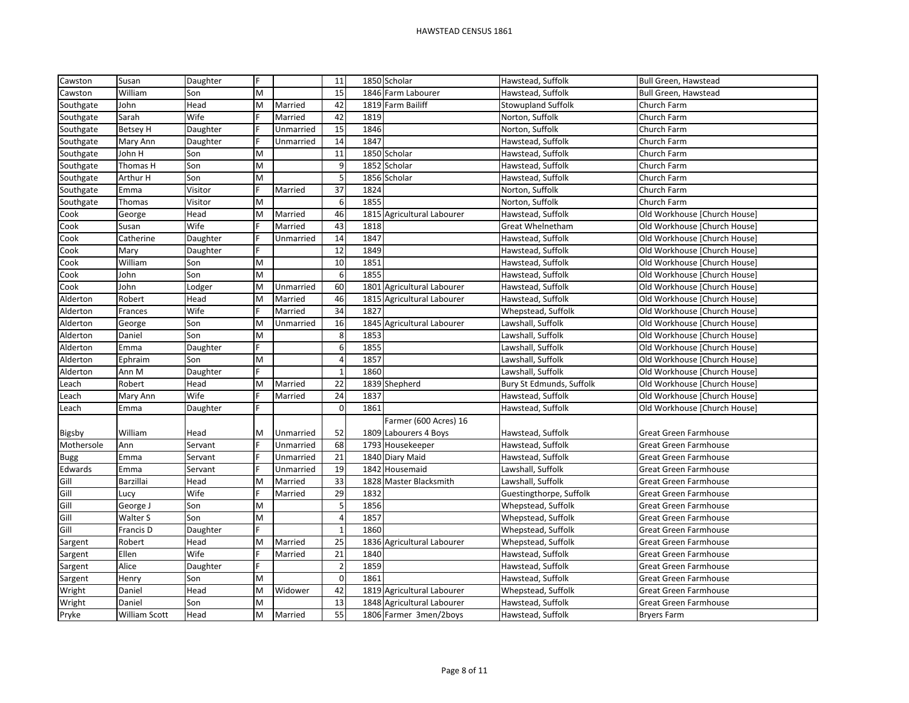# HAWSTEAD CENSUS 1861

| | | | | | | | | | |
|---|---|---|---|---|---|---|---|---|---|
| Cawston | Susan | Daughter | F | | 11 | 1850 | Scholar | Hawstead, Suffolk | Bull Green, Hawstead |
| Cawston | William | Son | M | | 15 | 1846 | Farm Labourer | Hawstead, Suffolk | Bull Green, Hawstead |
| Southgate | John | Head | M | Married | 42 | 1819 | Farm Bailiff | Stowupland Suffolk | Church Farm |
| Southgate | Sarah | Wife | F | Married | 42 | 1819 | | Norton, Suffolk | Church Farm |
| Southgate | Betsey H | Daughter | F | Unmarried | 15 | 1846 | | Norton, Suffolk | Church Farm |
| Southgate | Mary Ann | Daughter | F | Unmarried | 14 | 1847 | | Hawstead, Suffolk | Church Farm |
| Southgate | John H | Son | M | | 11 | 1850 | Scholar | Hawstead, Suffolk | Church Farm |
| Southgate | Thomas H | Son | M | | 9 | 1852 | Scholar | Hawstead, Suffolk | Church Farm |
| Southgate | Arthur H | Son | M | | 5 | 1856 | Scholar | Hawstead, Suffolk | Church Farm |
| Southgate | Emma | Visitor | F | Married | 37 | 1824 | | Norton, Suffolk | Church Farm |
| Southgate | Thomas | Visitor | M | | 6 | 1855 | | Norton, Suffolk | Church Farm |
| Cook | George | Head | M | Married | 46 | 1815 | Agricultural Labourer | Hawstead, Suffolk | Old Workhouse [Church House] |
| Cook | Susan | Wife | F | Married | 43 | 1818 | | Great Whelnetham | Old Workhouse [Church House] |
| Cook | Catherine | Daughter | F | Unmarried | 14 | 1847 | | Hawstead, Suffolk | Old Workhouse [Church House] |
| Cook | Mary | Daughter | F | | 12 | 1849 | | Hawstead, Suffolk | Old Workhouse [Church House] |
| Cook | William | Son | M | | 10 | 1851 | | Hawstead, Suffolk | Old Workhouse [Church House] |
| Cook | John | Son | M | | 6 | 1855 | | Hawstead, Suffolk | Old Workhouse [Church House] |
| Cook | John | Lodger | M | Unmarried | 60 | 1801 | Agricultural Labourer | Hawstead, Suffolk | Old Workhouse [Church House] |
| Alderton | Robert | Head | M | Married | 46 | 1815 | Agricultural Labourer | Hawstead, Suffolk | Old Workhouse [Church House] |
| Alderton | Frances | Wife | F | Married | 34 | 1827 | | Whepstead, Suffolk | Old Workhouse [Church House] |
| Alderton | George | Son | M | Unmarried | 16 | 1845 | Agricultural Labourer | Lawshall, Suffolk | Old Workhouse [Church House] |
| Alderton | Daniel | Son | M | | 8 | 1853 | | Lawshall, Suffolk | Old Workhouse [Church House] |
| Alderton | Emma | Daughter | F | | 6 | 1855 | | Lawshall, Suffolk | Old Workhouse [Church House] |
| Alderton | Ephraim | Son | M | | 4 | 1857 | | Lawshall, Suffolk | Old Workhouse [Church House] |
| Alderton | Ann M | Daughter | F | | 1 | 1860 | | Lawshall, Suffolk | Old Workhouse [Church House] |
| Leach | Robert | Head | M | Married | 22 | 1839 | Shepherd | Bury St Edmunds, Suffolk | Old Workhouse [Church House] |
| Leach | Mary Ann | Wife | F | Married | 24 | 1837 | | Hawstead, Suffolk | Old Workhouse [Church House] |
| Leach | Emma | Daughter | F | | 0 | 1861 | | Hawstead, Suffolk | Old Workhouse [Church House] |
| Bigsby | William | Head | M | Unmarried | 52 | 1809 | Farmer (600 Acres) 16 Labourers 4 Boys | Hawstead, Suffolk | Great Green Farmhouse |
| Mothersole | Ann | Servant | F | Unmarried | 68 | 1793 | Housekeeper | Hawstead, Suffolk | Great Green Farmhouse |
| Bugg | Emma | Servant | F | Unmarried | 21 | 1840 | Diary Maid | Hawstead, Suffolk | Great Green Farmhouse |
| Edwards | Emma | Servant | F | Unmarried | 19 | 1842 | Housemaid | Lawshall, Suffolk | Great Green Farmhouse |
| Gill | Barzillai | Head | M | Married | 33 | 1828 | Master Blacksmith | Lawshall, Suffolk | Great Green Farmhouse |
| Gill | Lucy | Wife | F | Married | 29 | 1832 | | Guestingthorpe, Suffolk | Great Green Farmhouse |
| Gill | George J | Son | M | | 5 | 1856 | | Whepstead, Suffolk | Great Green Farmhouse |
| Gill | Walter S | Son | M | | 4 | 1857 | | Whepstead, Suffolk | Great Green Farmhouse |
| Gill | Francis D | Daughter | F | | 1 | 1860 | | Whepstead, Suffolk | Great Green Farmhouse |
| Sargent | Robert | Head | M | Married | 25 | 1836 | Agricultural Labourer | Whepstead, Suffolk | Great Green Farmhouse |
| Sargent | Ellen | Wife | F | Married | 21 | 1840 | | Hawstead, Suffolk | Great Green Farmhouse |
| Sargent | Alice | Daughter | F | | 2 | 1859 | | Hawstead, Suffolk | Great Green Farmhouse |
| Sargent | Henry | Son | M | | 0 | 1861 | | Hawstead, Suffolk | Great Green Farmhouse |
| Wright | Daniel | Head | M | Widower | 42 | 1819 | Agricultural Labourer | Whepstead, Suffolk | Great Green Farmhouse |
| Wright | Daniel | Son | M | | 13 | 1848 | Agricultural Labourer | Hawstead, Suffolk | Great Green Farmhouse |
| Pryke | William Scott | Head | M | Married | 55 | 1806 | Farmer 3men/2boys | Hawstead, Suffolk | Bryers Farm |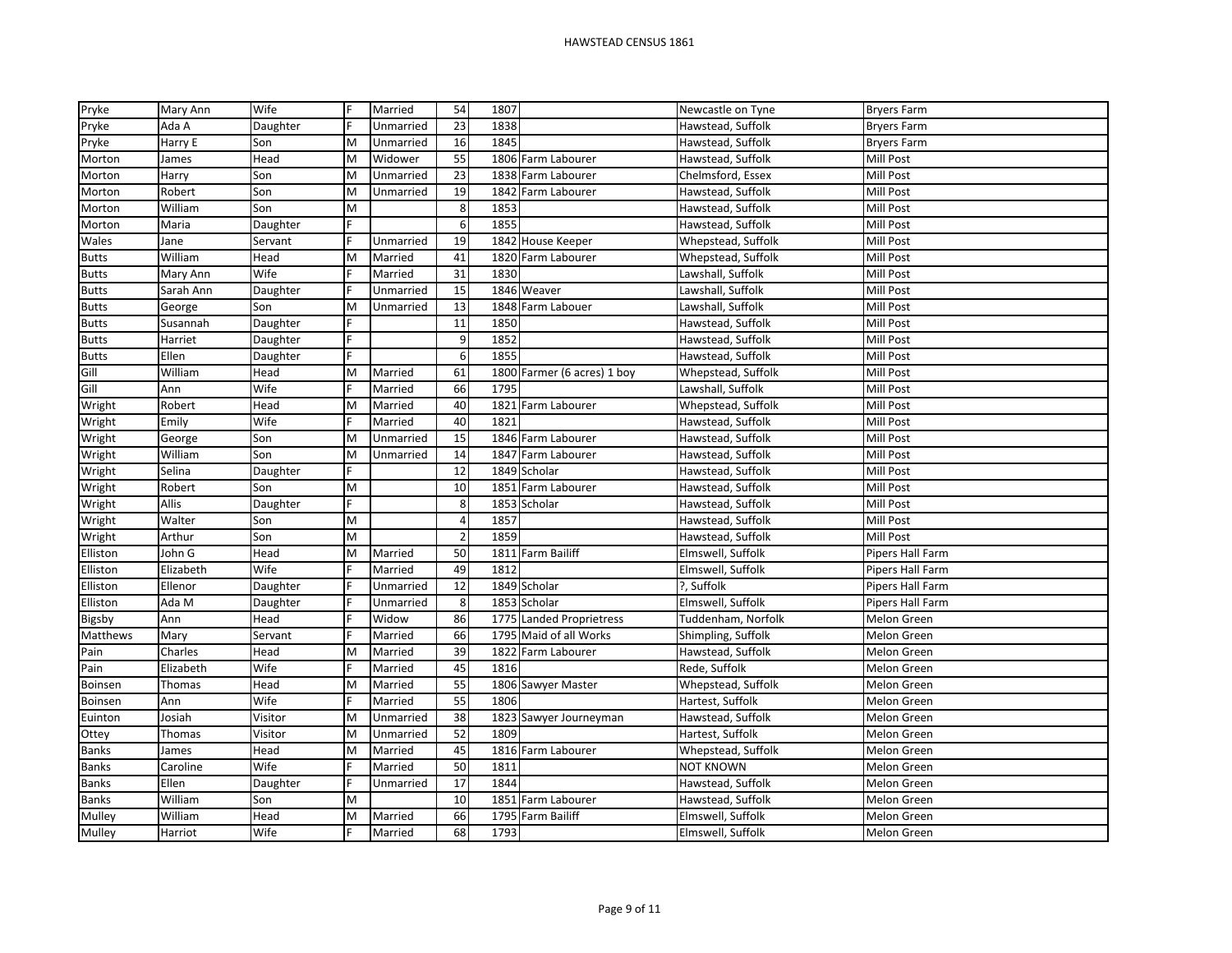# HAWSTEAD CENSUS 1861

| | | | | | | | | | |
|---|---|---|---|---|---|---|---|---|---|
| Pryke | Mary Ann | Wife | F | Married | 54 | 1807 | | Newcastle on Tyne | Bryers Farm |
| Pryke | Ada A | Daughter | F | Unmarried | 23 | 1838 | | Hawstead, Suffolk | Bryers Farm |
| Pryke | Harry E | Son | M | Unmarried | 16 | 1845 | | Hawstead, Suffolk | Bryers Farm |
| Morton | James | Head | M | Widower | 55 | 1806 | Farm Labourer | Hawstead, Suffolk | Mill Post |
| Morton | Harry | Son | M | Unmarried | 23 | 1838 | Farm Labourer | Chelmsford, Essex | Mill Post |
| Morton | Robert | Son | M | Unmarried | 19 | 1842 | Farm Labourer | Hawstead, Suffolk | Mill Post |
| Morton | William | Son | M | | 8 | 1853 | | Hawstead, Suffolk | Mill Post |
| Morton | Maria | Daughter | F | | 6 | 1855 | | Hawstead, Suffolk | Mill Post |
| Wales | Jane | Servant | F | Unmarried | 19 | 1842 | House Keeper | Whepstead, Suffolk | Mill Post |
| Butts | William | Head | M | Married | 41 | 1820 | Farm Labourer | Whepstead, Suffolk | Mill Post |
| Butts | Mary Ann | Wife | F | Married | 31 | 1830 | | Lawshall, Suffolk | Mill Post |
| Butts | Sarah Ann | Daughter | F | Unmarried | 15 | 1846 | Weaver | Lawshall, Suffolk | Mill Post |
| Butts | George | Son | M | Unmarried | 13 | 1848 | Farm Labouer | Lawshall, Suffolk | Mill Post |
| Butts | Susannah | Daughter | F | | 11 | 1850 | | Hawstead, Suffolk | Mill Post |
| Butts | Harriet | Daughter | F | | 9 | 1852 | | Hawstead, Suffolk | Mill Post |
| Butts | Ellen | Daughter | F | | 6 | 1855 | | Hawstead, Suffolk | Mill Post |
| Gill | William | Head | M | Married | 61 | 1800 | Farmer (6 acres) 1 boy | Whepstead, Suffolk | Mill Post |
| Gill | Ann | Wife | F | Married | 66 | 1795 | | Lawshall, Suffolk | Mill Post |
| Wright | Robert | Head | M | Married | 40 | 1821 | Farm Labourer | Whepstead, Suffolk | Mill Post |
| Wright | Emily | Wife | F | Married | 40 | 1821 | | Hawstead, Suffolk | Mill Post |
| Wright | George | Son | M | Unmarried | 15 | 1846 | Farm Labourer | Hawstead, Suffolk | Mill Post |
| Wright | William | Son | M | Unmarried | 14 | 1847 | Farm Labourer | Hawstead, Suffolk | Mill Post |
| Wright | Selina | Daughter | F | | 12 | 1849 | Scholar | Hawstead, Suffolk | Mill Post |
| Wright | Robert | Son | M | | 10 | 1851 | Farm Labourer | Hawstead, Suffolk | Mill Post |
| Wright | Allis | Daughter | F | | 8 | 1853 | Scholar | Hawstead, Suffolk | Mill Post |
| Wright | Walter | Son | M | | 4 | 1857 | | Hawstead, Suffolk | Mill Post |
| Wright | Arthur | Son | M | | 2 | 1859 | | Hawstead, Suffolk | Mill Post |
| Elliston | John G | Head | M | Married | 50 | 1811 | Farm Bailiff | Elmswell, Suffolk | Pipers Hall Farm |
| Elliston | Elizabeth | Wife | F | Married | 49 | 1812 | | Elmswell, Suffolk | Pipers Hall Farm |
| Elliston | Ellenor | Daughter | F | Unmarried | 12 | 1849 | Scholar | ?, Suffolk | Pipers Hall Farm |
| Elliston | Ada M | Daughter | F | Unmarried | 8 | 1853 | Scholar | Elmswell, Suffolk | Pipers Hall Farm |
| Bigsby | Ann | Head | F | Widow | 86 | 1775 | Landed Proprietress | Tuddenham, Norfolk | Melon Green |
| Matthews | Mary | Servant | F | Married | 66 | 1795 | Maid of all Works | Shimpling, Suffolk | Melon Green |
| Pain | Charles | Head | M | Married | 39 | 1822 | Farm Labourer | Hawstead, Suffolk | Melon Green |
| Pain | Elizabeth | Wife | F | Married | 45 | 1816 | | Rede, Suffolk | Melon Green |
| Boinsen | Thomas | Head | M | Married | 55 | 1806 | Sawyer Master | Whepstead, Suffolk | Melon Green |
| Boinsen | Ann | Wife | F | Married | 55 | 1806 | | Hartest, Suffolk | Melon Green |
| Euinton | Josiah | Visitor | M | Unmarried | 38 | 1823 | Sawyer Journeyman | Hawstead, Suffolk | Melon Green |
| Ottey | Thomas | Visitor | M | Unmarried | 52 | 1809 | | Hartest, Suffolk | Melon Green |
| Banks | James | Head | M | Married | 45 | 1816 | Farm Labourer | Whepstead, Suffolk | Melon Green |
| Banks | Caroline | Wife | F | Married | 50 | 1811 | | NOT KNOWN | Melon Green |
| Banks | Ellen | Daughter | F | Unmarried | 17 | 1844 | | Hawstead, Suffolk | Melon Green |
| Banks | William | Son | M | | 10 | 1851 | Farm Labourer | Hawstead, Suffolk | Melon Green |
| Mulley | William | Head | M | Married | 66 | 1795 | Farm Bailiff | Elmswell, Suffolk | Melon Green |
| Mulley | Harriot | Wife | F | Married | 68 | 1793 | | Elmswell, Suffolk | Melon Green |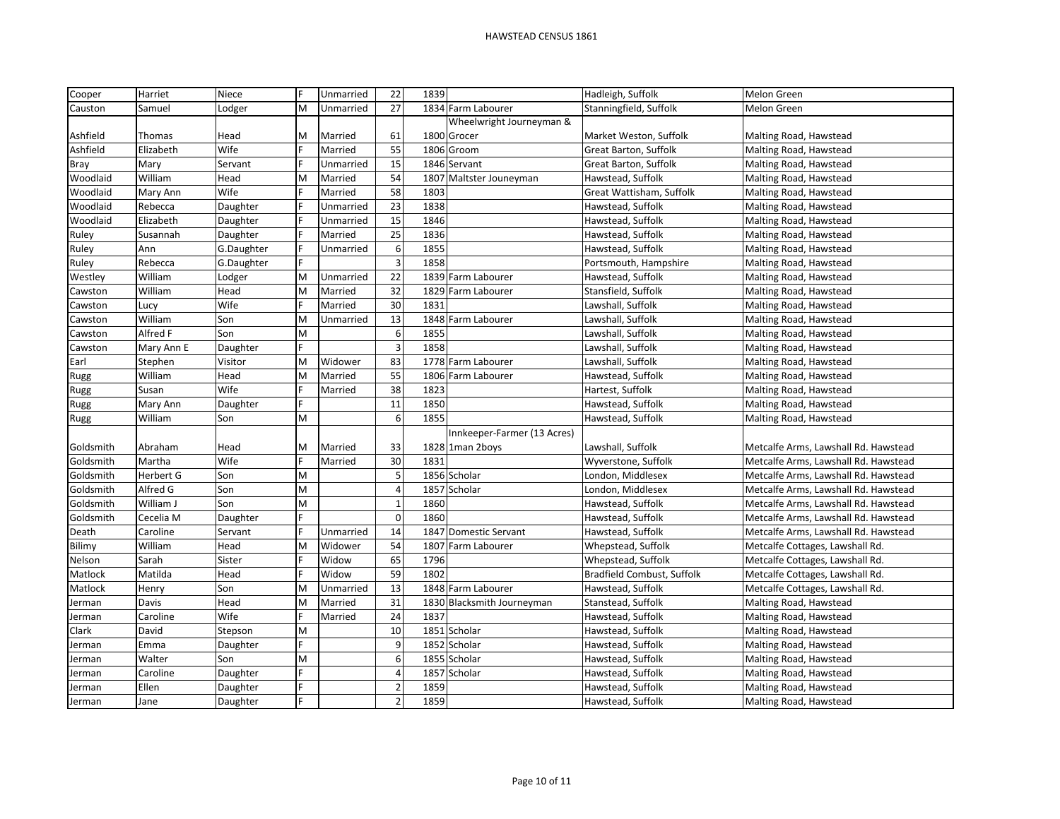# HAWSTEAD CENSUS 1861

| | | | | | | | | | |
|---|---|---|---|---|---|---|---|---|---|
| Cooper | Harriet | Niece | F | Unmarried | 22 | 1839 | | Hadleigh, Suffolk | Melon Green |
| Causton | Samuel | Lodger | M | Unmarried | 27 | 1834 | Farm Labourer | Stanningfield, Suffolk | Melon Green |
| Ashfield | Thomas | Head | M | Married | 61 | 1800 | Wheelwright Journeyman & Grocer | Market Weston, Suffolk | Malting Road, Hawstead |
| Ashfield | Elizabeth | Wife | F | Married | 55 | 1806 | Groom | Great Barton, Suffolk | Malting Road, Hawstead |
| Bray | Mary | Servant | F | Unmarried | 15 | 1846 | Servant | Great Barton, Suffolk | Malting Road, Hawstead |
| Woodlaid | William | Head | M | Married | 54 | 1807 | Maltster Jouneyman | Hawstead, Suffolk | Malting Road, Hawstead |
| Woodlaid | Mary Ann | Wife | F | Married | 58 | 1803 | | Great Wattisham, Suffolk | Malting Road, Hawstead |
| Woodlaid | Rebecca | Daughter | F | Unmarried | 23 | 1838 | | Hawstead, Suffolk | Malting Road, Hawstead |
| Woodlaid | Elizabeth | Daughter | F | Unmarried | 15 | 1846 | | Hawstead, Suffolk | Malting Road, Hawstead |
| Ruley | Susannah | Daughter | F | Married | 25 | 1836 | | Hawstead, Suffolk | Malting Road, Hawstead |
| Ruley | Ann | G.Daughter | F | Unmarried | 6 | 1855 | | Hawstead, Suffolk | Malting Road, Hawstead |
| Ruley | Rebecca | G.Daughter | F | | 3 | 1858 | | Portsmouth, Hampshire | Malting Road, Hawstead |
| Westley | William | Lodger | M | Unmarried | 22 | 1839 | Farm Labourer | Hawstead, Suffolk | Malting Road, Hawstead |
| Cawston | William | Head | M | Married | 32 | 1829 | Farm Labourer | Stansfield, Suffolk | Malting Road, Hawstead |
| Cawston | Lucy | Wife | F | Married | 30 | 1831 | | Lawshall, Suffolk | Malting Road, Hawstead |
| Cawston | William | Son | M | Unmarried | 13 | 1848 | Farm Labourer | Lawshall, Suffolk | Malting Road, Hawstead |
| Cawston | Alfred F | Son | M | | 6 | 1855 | | Lawshall, Suffolk | Malting Road, Hawstead |
| Cawston | Mary Ann E | Daughter | F | | 3 | 1858 | | Lawshall, Suffolk | Malting Road, Hawstead |
| Earl | Stephen | Visitor | M | Widower | 83 | 1778 | Farm Labourer | Lawshall, Suffolk | Malting Road, Hawstead |
| Rugg | William | Head | M | Married | 55 | 1806 | Farm Labourer | Hawstead, Suffolk | Malting Road, Hawstead |
| Rugg | Susan | Wife | F | Married | 38 | 1823 | | Hartest, Suffolk | Malting Road, Hawstead |
| Rugg | Mary Ann | Daughter | F | | 11 | 1850 | | Hawstead, Suffolk | Malting Road, Hawstead |
| Rugg | William | Son | M | | 6 | 1855 | | Hawstead, Suffolk | Malting Road, Hawstead |
| Goldsmith | Abraham | Head | M | Married | 33 | 1828 | Innkeeper-Farmer (13 Acres) 1man 2boys | Lawshall, Suffolk | Metcalfe Arms, Lawshall Rd. Hawstead |
| Goldsmith | Martha | Wife | F | Married | 30 | 1831 | | Wyverstone, Suffolk | Metcalfe Arms, Lawshall Rd. Hawstead |
| Goldsmith | Herbert G | Son | M | | 5 | 1856 | Scholar | London, Middlesex | Metcalfe Arms, Lawshall Rd. Hawstead |
| Goldsmith | Alfred G | Son | M | | 4 | 1857 | Scholar | London, Middlesex | Metcalfe Arms, Lawshall Rd. Hawstead |
| Goldsmith | William J | Son | M | | 1 | 1860 | | Hawstead, Suffolk | Metcalfe Arms, Lawshall Rd. Hawstead |
| Goldsmith | Cecelia M | Daughter | F | | 0 | 1860 | | Hawstead, Suffolk | Metcalfe Arms, Lawshall Rd. Hawstead |
| Death | Caroline | Servant | F | Unmarried | 14 | 1847 | Domestic Servant | Hawstead, Suffolk | Metcalfe Arms, Lawshall Rd. Hawstead |
| Bilimy | William | Head | M | Widower | 54 | 1807 | Farm Labourer | Whepstead, Suffolk | Metcalfe Cottages, Lawshall Rd. |
| Nelson | Sarah | Sister | F | Widow | 65 | 1796 | | Whepstead, Suffolk | Metcalfe Cottages, Lawshall Rd. |
| Matlock | Matilda | Head | F | Widow | 59 | 1802 | | Bradfield Combust, Suffolk | Metcalfe Cottages, Lawshall Rd. |
| Matlock | Henry | Son | M | Unmarried | 13 | 1848 | Farm Labourer | Hawstead, Suffolk | Metcalfe Cottages, Lawshall Rd. |
| Jerman | Davis | Head | M | Married | 31 | 1830 | Blacksmith Journeyman | Stanstead, Suffolk | Malting Road, Hawstead |
| Jerman | Caroline | Wife | F | Married | 24 | 1837 | | Hawstead, Suffolk | Malting Road, Hawstead |
| Clark | David | Stepson | M | | 10 | 1851 | Scholar | Hawstead, Suffolk | Malting Road, Hawstead |
| Jerman | Emma | Daughter | F | | 9 | 1852 | Scholar | Hawstead, Suffolk | Malting Road, Hawstead |
| Jerman | Walter | Son | M | | 6 | 1855 | Scholar | Hawstead, Suffolk | Malting Road, Hawstead |
| Jerman | Caroline | Daughter | F | | 4 | 1857 | Scholar | Hawstead, Suffolk | Malting Road, Hawstead |
| Jerman | Ellen | Daughter | F | | 2 | 1859 | | Hawstead, Suffolk | Malting Road, Hawstead |
| Jerman | Jane | Daughter | F | | 2 | 1859 | | Hawstead, Suffolk | Malting Road, Hawstead |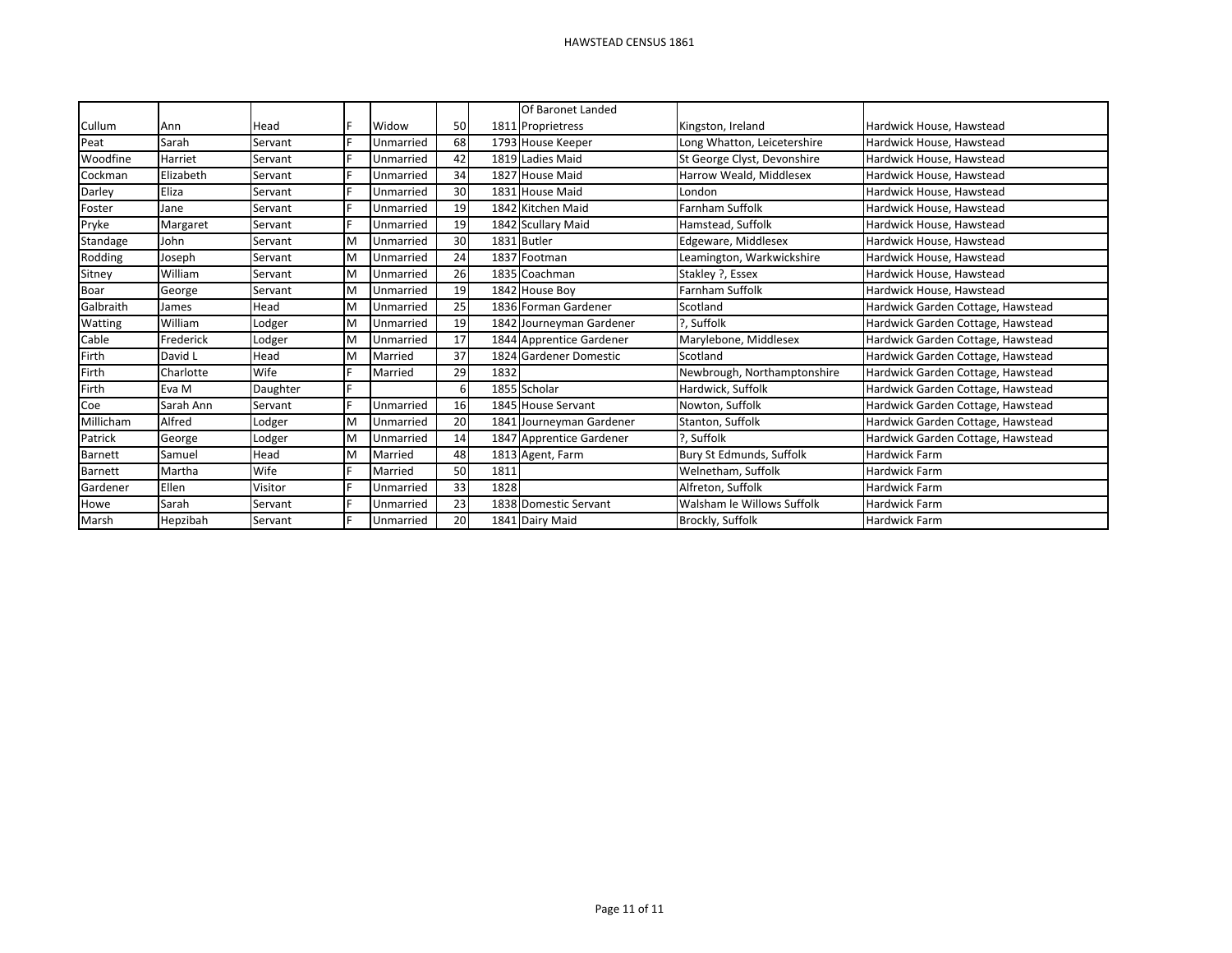# HAWSTEAD CENSUS 1861

| | | | | | | | | | |
|---|---|---|---|---|---|---|---|---|---|
| Cullum | Ann | Head | F | Widow | 50 | 1811 | Of Baronet Landed Proprietress | Kingston, Ireland | Hardwick House, Hawstead |
| Peat | Sarah | Servant | F | Unmarried | 68 | 1793 | House Keeper | Long Whatton, Leicetershire | Hardwick House, Hawstead |
| Woodfine | Harriet | Servant | F | Unmarried | 42 | 1819 | Ladies Maid | St George Clyst, Devonshire | Hardwick House, Hawstead |
| Cockman | Elizabeth | Servant | F | Unmarried | 34 | 1827 | House Maid | Harrow Weald, Middlesex | Hardwick House, Hawstead |
| Darley | Eliza | Servant | F | Unmarried | 30 | 1831 | House Maid | London | Hardwick House, Hawstead |
| Foster | Jane | Servant | F | Unmarried | 19 | 1842 | Kitchen Maid | Farnham Suffolk | Hardwick House, Hawstead |
| Pryke | Margaret | Servant | F | Unmarried | 19 | 1842 | Scullary Maid | Hamstead, Suffolk | Hardwick House, Hawstead |
| Standage | John | Servant | M | Unmarried | 30 | 1831 | Butler | Edgeware, Middlesex | Hardwick House, Hawstead |
| Rodding | Joseph | Servant | M | Unmarried | 24 | 1837 | Footman | Leamington, Warkwickshire | Hardwick House, Hawstead |
| Sitney | William | Servant | M | Unmarried | 26 | 1835 | Coachman | Stakley ?, Essex | Hardwick House, Hawstead |
| Boar | George | Servant | M | Unmarried | 19 | 1842 | House Boy | Farnham Suffolk | Hardwick House, Hawstead |
| Galbraith | James | Head | M | Unmarried | 25 | 1836 | Forman Gardener | Scotland | Hardwick Garden Cottage, Hawstead |
| Watting | William | Lodger | M | Unmarried | 19 | 1842 | Journeyman Gardener | ?, Suffolk | Hardwick Garden Cottage, Hawstead |
| Cable | Frederick | Lodger | M | Unmarried | 17 | 1844 | Apprentice Gardener | Marylebone, Middlesex | Hardwick Garden Cottage, Hawstead |
| Firth | David L | Head | M | Married | 37 | 1824 | Gardener Domestic | Scotland | Hardwick Garden Cottage, Hawstead |
| Firth | Charlotte | Wife | F | Married | 29 | 1832 | | Newbrough, Northamptonshire | Hardwick Garden Cottage, Hawstead |
| Firth | Eva M | Daughter | F | | 6 | 1855 | Scholar | Hardwick, Suffolk | Hardwick Garden Cottage, Hawstead |
| Coe | Sarah Ann | Servant | F | Unmarried | 16 | 1845 | House Servant | Nowton, Suffolk | Hardwick Garden Cottage, Hawstead |
| Millicham | Alfred | Lodger | M | Unmarried | 20 | 1841 | Journeyman Gardener | Stanton, Suffolk | Hardwick Garden Cottage, Hawstead |
| Patrick | George | Lodger | M | Unmarried | 14 | 1847 | Apprentice Gardener | ?, Suffolk | Hardwick Garden Cottage, Hawstead |
| Barnett | Samuel | Head | M | Married | 48 | 1813 | Agent, Farm | Bury St Edmunds, Suffolk | Hardwick Farm |
| Barnett | Martha | Wife | F | Married | 50 | 1811 | | Welnetham, Suffolk | Hardwick Farm |
| Gardener | Ellen | Visitor | F | Unmarried | 33 | 1828 | | Alfreton, Suffolk | Hardwick Farm |
| Howe | Sarah | Servant | F | Unmarried | 23 | 1838 | Domestic Servant | Walsham le Willows Suffolk | Hardwick Farm |
| Marsh | Hepzibah | Servant | F | Unmarried | 20 | 1841 | Dairy Maid | Brockly, Suffolk | Hardwick Farm |